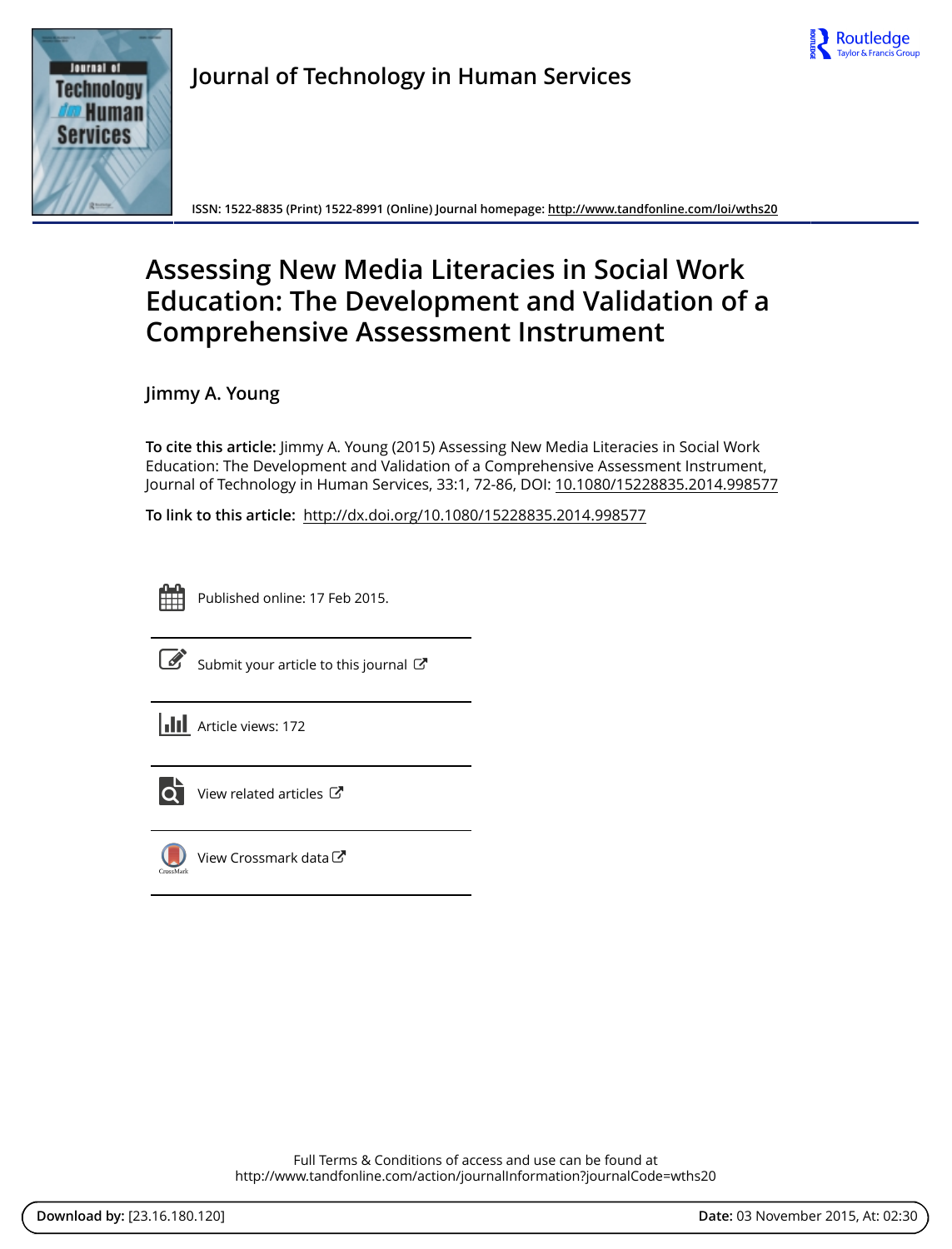# Journal of Technology in Human Services

ISSN: 1522-8835 (Print) 1522-8991 (Online) Journal homepage: http://www.tandfonline.com/loi/wths20

# Assessing New Media Literacies in Social Work Education: The Development and Validation of a Comprehensive Assessment Instrument

## Jimmy A. Young

**To cite this article:** Jimmy A. Young (2015) Assessing New Media Literacies in Social Work Education: The Development and Validation of a Comprehensive Assessment Instrument, Journal of Technology in Human Services, 33:1, 72-86, DOI: 10.1080/15228835.2014.998577

**To link to this article:** http://dx.doi.org/10.1080/15228835.2014.998577

Published online: 17 Feb 2015.

Submit your article to this journal

Article views: 172

View related articles

View Crossmark data

Full Terms & Conditions of access and use can be found at
http://www.tandfonline.com/action/journalInformation?journalCode=wths20

**Download by:** [23.16.180.120] **Date:** 03 November 2015, At: 02:30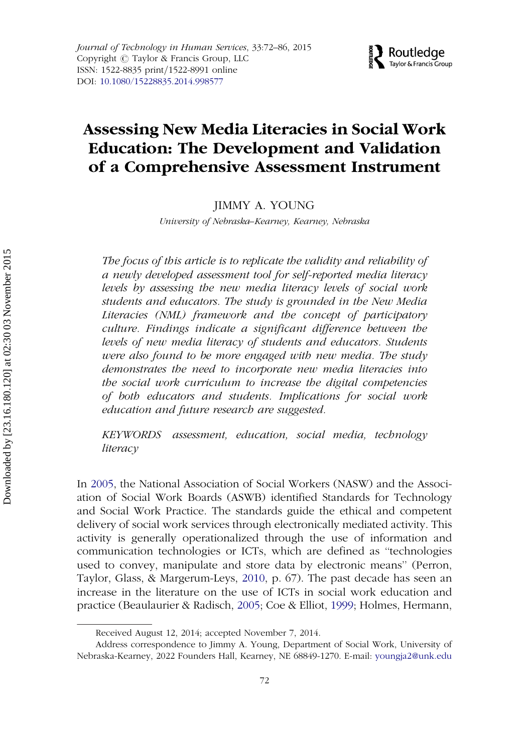# Assessing New Media Literacies in Social Work Education: The Development and Validation of a Comprehensive Assessment Instrument

JIMMY A. YOUNG

*University of Nebraska–Kearney, Kearney, Nebraska*

*The focus of this article is to replicate the validity and reliability of a newly developed assessment tool for self-reported media literacy levels by assessing the new media literacy levels of social work students and educators. The study is grounded in the New Media Literacies (NML) framework and the concept of participatory culture. Findings indicate a significant difference between the levels of new media literacy of students and educators. Students were also found to be more engaged with new media. The study demonstrates the need to incorporate new media literacies into the social work curriculum to increase the digital competencies of both educators and students. Implications for social work education and future research are suggested.*

*KEYWORDS* assessment, education, social media, technology literacy

In 2005, the National Association of Social Workers (NASW) and the Association of Social Work Boards (ASWB) identified Standards for Technology and Social Work Practice. The standards guide the ethical and competent delivery of social work services through electronically mediated activity. This activity is generally operationalized through the use of information and communication technologies or ICTs, which are defined as "technologies used to convey, manipulate and store data by electronic means" (Perron, Taylor, Glass, & Margerum-Leys, 2010, p. 67). The past decade has seen an increase in the literature on the use of ICTs in social work education and practice (Beaulaurier & Radisch, 2005; Coe & Elliot, 1999; Holmes, Hermann,

Received August 12, 2014; accepted November 7, 2014.

Address correspondence to Jimmy A. Young, Department of Social Work, University of Nebraska-Kearney, 2022 Founders Hall, Kearney, NE 68849-1270. E-mail: youngja2@unk.edu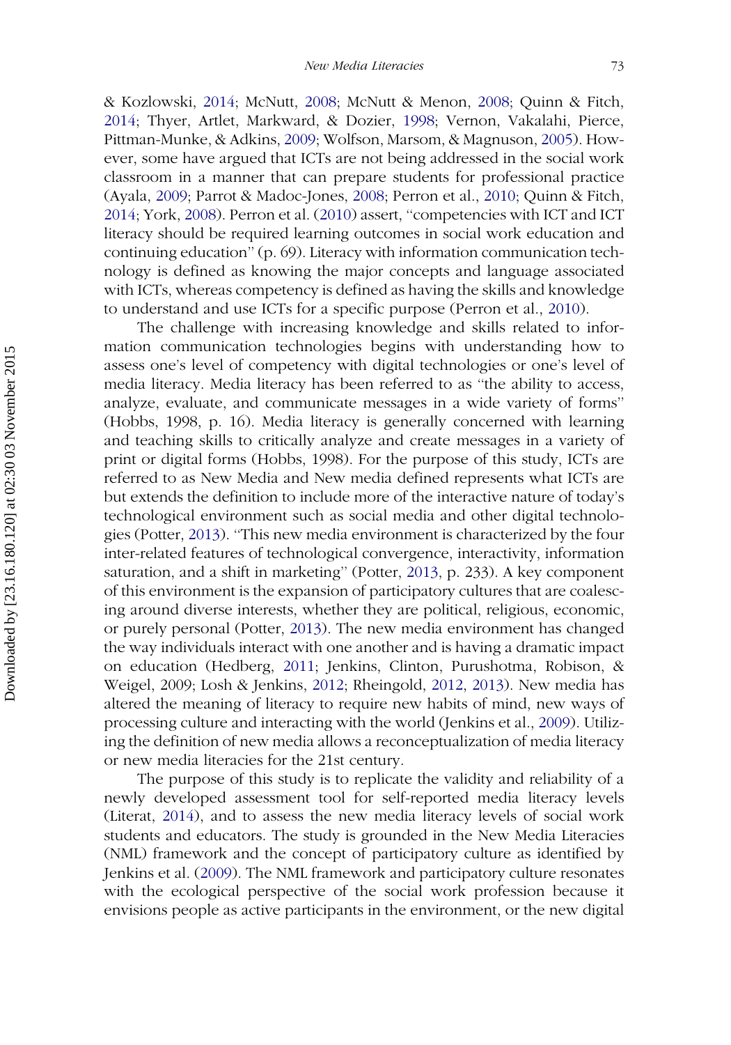& Kozlowski, 2014; McNutt, 2008; McNutt & Menon, 2008; Quinn & Fitch, 2014; Thyer, Artlet, Markward, & Dozier, 1998; Vernon, Vakalahi, Pierce, Pittman-Munke, & Adkins, 2009; Wolfson, Marsom, & Magnuson, 2005). However, some have argued that ICTs are not being addressed in the social work classroom in a manner that can prepare students for professional practice (Ayala, 2009; Parrot & Madoc-Jones, 2008; Perron et al., 2010; Quinn & Fitch, 2014; York, 2008). Perron et al. (2010) assert, "competencies with ICT and ICT literacy should be required learning outcomes in social work education and continuing education" (p. 69). Literacy with information communication technology is defined as knowing the major concepts and language associated with ICTs, whereas competency is defined as having the skills and knowledge to understand and use ICTs for a specific purpose (Perron et al., 2010).

The challenge with increasing knowledge and skills related to information communication technologies begins with understanding how to assess one's level of competency with digital technologies or one's level of media literacy. Media literacy has been referred to as "the ability to access, analyze, evaluate, and communicate messages in a wide variety of forms" (Hobbs, 1998, p. 16). Media literacy is generally concerned with learning and teaching skills to critically analyze and create messages in a variety of print or digital forms (Hobbs, 1998). For the purpose of this study, ICTs are referred to as New Media and New media defined represents what ICTs are but extends the definition to include more of the interactive nature of today's technological environment such as social media and other digital technologies (Potter, 2013). "This new media environment is characterized by the four inter-related features of technological convergence, interactivity, information saturation, and a shift in marketing" (Potter, 2013, p. 233). A key component of this environment is the expansion of participatory cultures that are coalescing around diverse interests, whether they are political, religious, economic, or purely personal (Potter, 2013). The new media environment has changed the way individuals interact with one another and is having a dramatic impact on education (Hedberg, 2011; Jenkins, Clinton, Purushotma, Robison, & Weigel, 2009; Losh & Jenkins, 2012; Rheingold, 2012, 2013). New media has altered the meaning of literacy to require new habits of mind, new ways of processing culture and interacting with the world (Jenkins et al., 2009). Utilizing the definition of new media allows a reconceptualization of media literacy or new media literacies for the 21st century.

The purpose of this study is to replicate the validity and reliability of a newly developed assessment tool for self-reported media literacy levels (Literat, 2014), and to assess the new media literacy levels of social work students and educators. The study is grounded in the New Media Literacies (NML) framework and the concept of participatory culture as identified by Jenkins et al. (2009). The NML framework and participatory culture resonates with the ecological perspective of the social work profession because it envisions people as active participants in the environment, or the new digital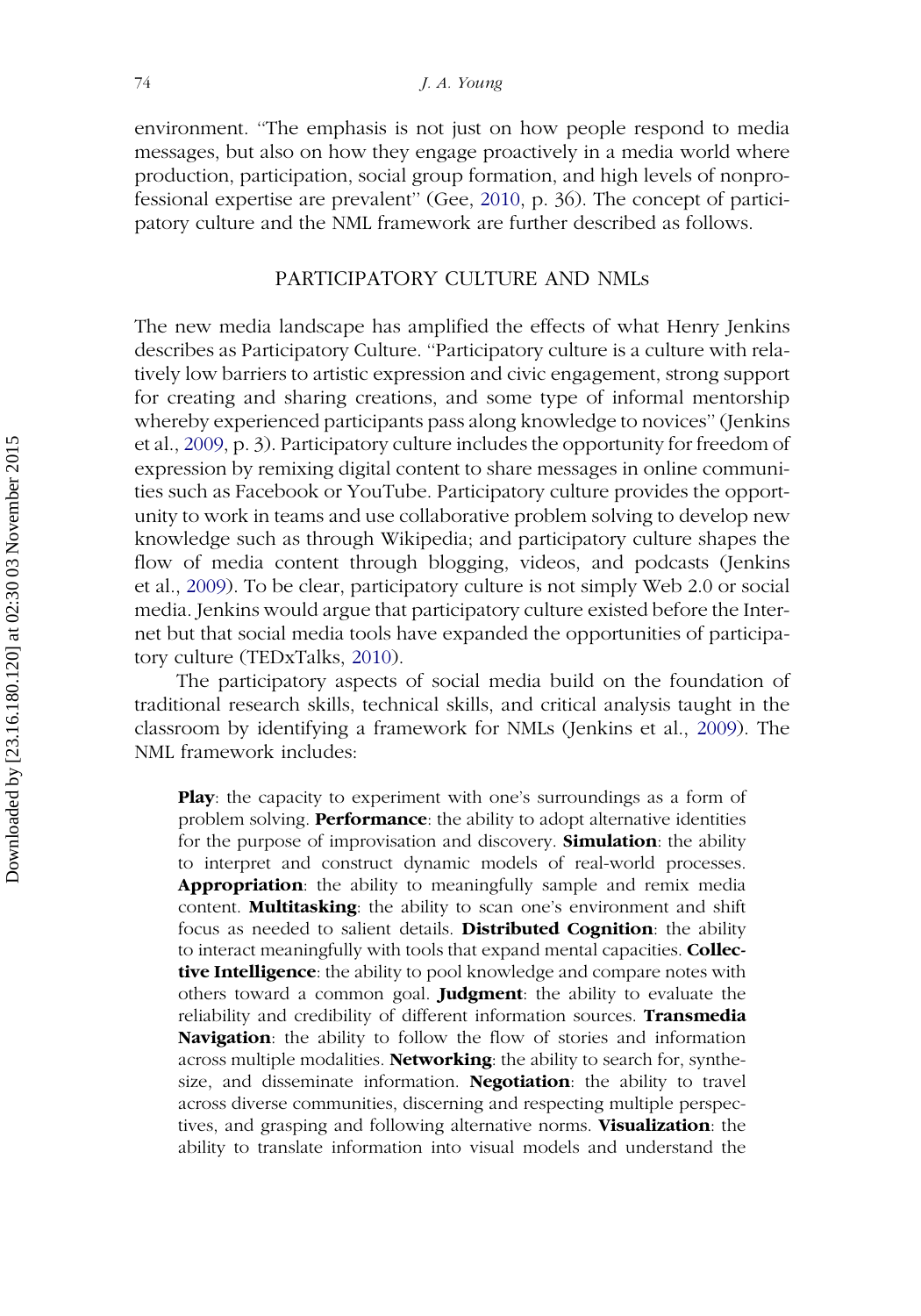environment. "The emphasis is not just on how people respond to media messages, but also on how they engage proactively in a media world where production, participation, social group formation, and high levels of nonprofessional expertise are prevalent" (Gee, 2010, p. 36). The concept of participatory culture and the NML framework are further described as follows.

## PARTICIPATORY CULTURE AND NMLs

The new media landscape has amplified the effects of what Henry Jenkins describes as Participatory Culture. "Participatory culture is a culture with relatively low barriers to artistic expression and civic engagement, strong support for creating and sharing creations, and some type of informal mentorship whereby experienced participants pass along knowledge to novices" (Jenkins et al., 2009, p. 3). Participatory culture includes the opportunity for freedom of expression by remixing digital content to share messages in online communities such as Facebook or YouTube. Participatory culture provides the opportunity to work in teams and use collaborative problem solving to develop new knowledge such as through Wikipedia; and participatory culture shapes the flow of media content through blogging, videos, and podcasts (Jenkins et al., 2009). To be clear, participatory culture is not simply Web 2.0 or social media. Jenkins would argue that participatory culture existed before the Internet but that social media tools have expanded the opportunities of participatory culture (TEDxTalks, 2010).

The participatory aspects of social media build on the foundation of traditional research skills, technical skills, and critical analysis taught in the classroom by identifying a framework for NMLs (Jenkins et al., 2009). The NML framework includes:

> **Play**: the capacity to experiment with one's surroundings as a form of problem solving. **Performance**: the ability to adopt alternative identities for the purpose of improvisation and discovery. **Simulation**: the ability to interpret and construct dynamic models of real-world processes. **Appropriation**: the ability to meaningfully sample and remix media content. **Multitasking**: the ability to scan one's environment and shift focus as needed to salient details. **Distributed Cognition**: the ability to interact meaningfully with tools that expand mental capacities. **Collective Intelligence**: the ability to pool knowledge and compare notes with others toward a common goal. **Judgment**: the ability to evaluate the reliability and credibility of different information sources. **Transmedia Navigation**: the ability to follow the flow of stories and information across multiple modalities. **Networking**: the ability to search for, synthesize, and disseminate information. **Negotiation**: the ability to travel across diverse communities, discerning and respecting multiple perspectives, and grasping and following alternative norms. **Visualization**: the ability to translate information into visual models and understand the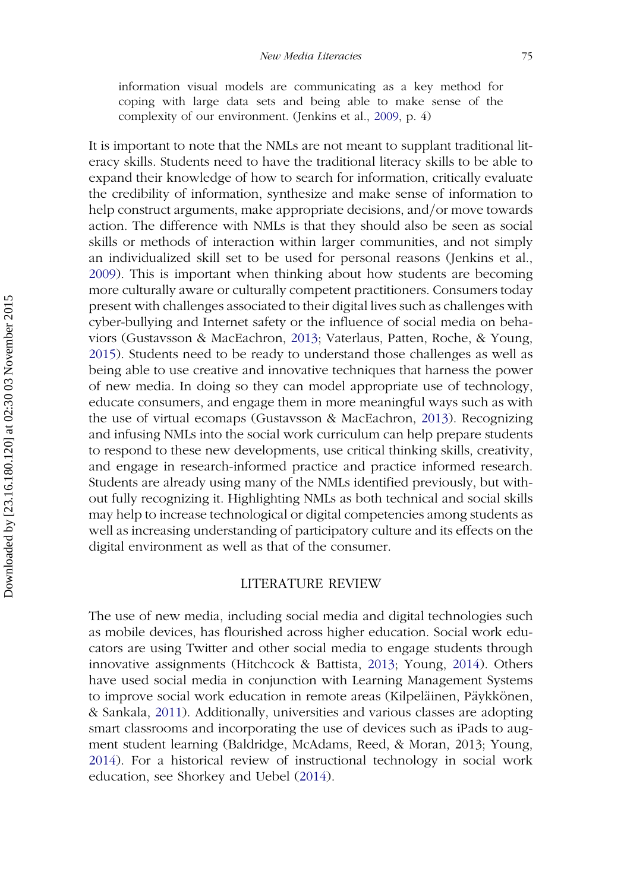> information visual models are communicating as a key method for coping with large data sets and being able to make sense of the complexity of our environment. (Jenkins et al., 2009, p. 4)

It is important to note that the NMLs are not meant to supplant traditional literacy skills. Students need to have the traditional literacy skills to be able to expand their knowledge of how to search for information, critically evaluate the credibility of information, synthesize and make sense of information to help construct arguments, make appropriate decisions, and/or move towards action. The difference with NMLs is that they should also be seen as social skills or methods of interaction within larger communities, and not simply an individualized skill set to be used for personal reasons (Jenkins et al., 2009). This is important when thinking about how students are becoming more culturally aware or culturally competent practitioners. Consumers today present with challenges associated to their digital lives such as challenges with cyber-bullying and Internet safety or the influence of social media on behaviors (Gustavsson & MacEachron, 2013; Vaterlaus, Patten, Roche, & Young, 2015). Students need to be ready to understand those challenges as well as being able to use creative and innovative techniques that harness the power of new media. In doing so they can model appropriate use of technology, educate consumers, and engage them in more meaningful ways such as with the use of virtual ecomaps (Gustavsson & MacEachron, 2013). Recognizing and infusing NMLs into the social work curriculum can help prepare students to respond to these new developments, use critical thinking skills, creativity, and engage in research-informed practice and practice informed research. Students are already using many of the NMLs identified previously, but without fully recognizing it. Highlighting NMLs as both technical and social skills may help to increase technological or digital competencies among students as well as increasing understanding of participatory culture and its effects on the digital environment as well as that of the consumer.

## LITERATURE REVIEW

The use of new media, including social media and digital technologies such as mobile devices, has flourished across higher education. Social work educators are using Twitter and other social media to engage students through innovative assignments (Hitchcock & Battista, 2013; Young, 2014). Others have used social media in conjunction with Learning Management Systems to improve social work education in remote areas (Kilpeläinen, Päykkönen, & Sankala, 2011). Additionally, universities and various classes are adopting smart classrooms and incorporating the use of devices such as iPads to augment student learning (Baldridge, McAdams, Reed, & Moran, 2013; Young, 2014). For a historical review of instructional technology in social work education, see Shorkey and Uebel (2014).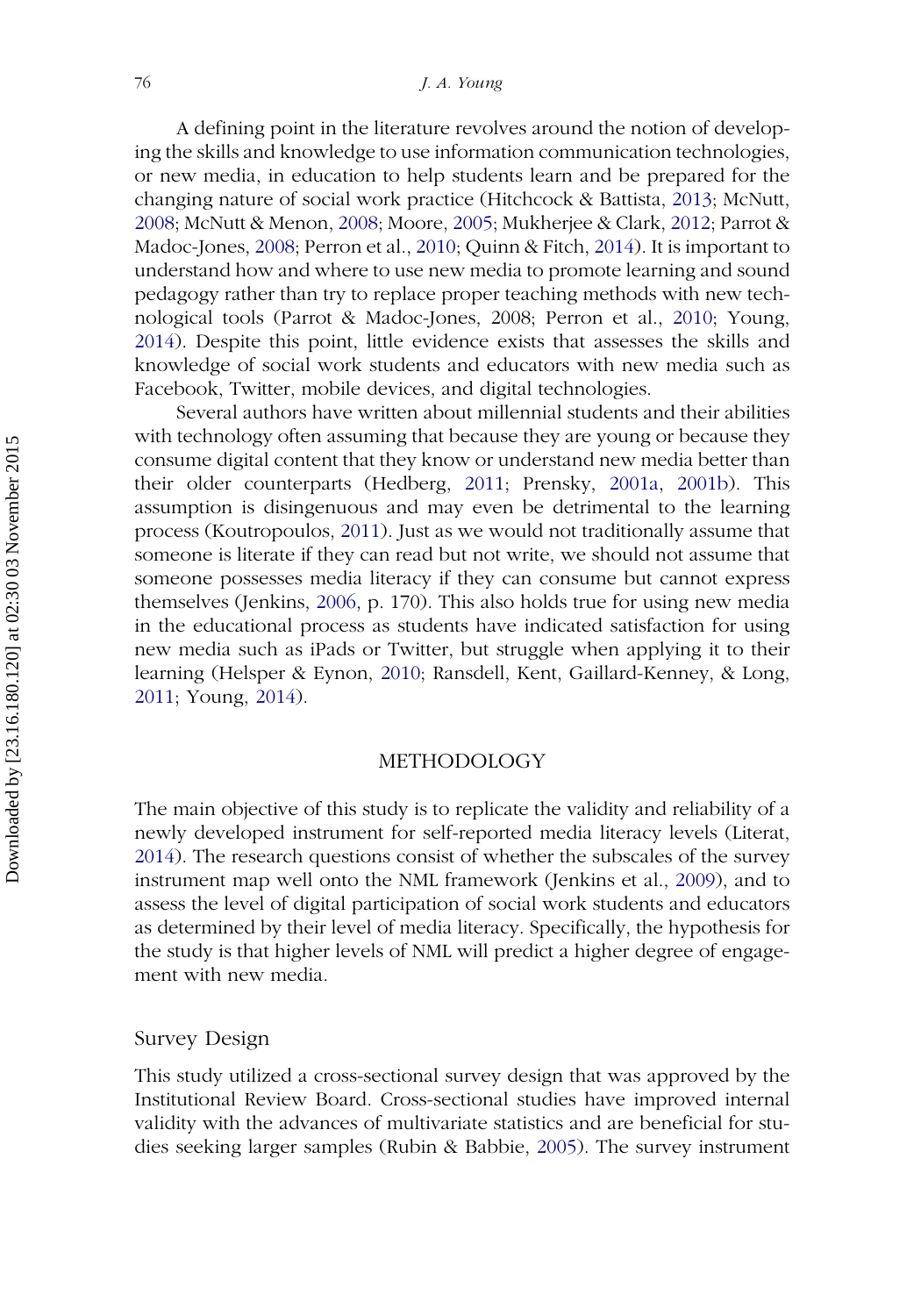A defining point in the literature revolves around the notion of developing the skills and knowledge to use information communication technologies, or new media, in education to help students learn and be prepared for the changing nature of social work practice (Hitchcock & Battista, 2013; McNutt, 2008; McNutt & Menon, 2008; Moore, 2005; Mukherjee & Clark, 2012; Parrot & Madoc-Jones, 2008; Perron et al., 2010; Quinn & Fitch, 2014). It is important to understand how and where to use new media to promote learning and sound pedagogy rather than try to replace proper teaching methods with new technological tools (Parrot & Madoc-Jones, 2008; Perron et al., 2010; Young, 2014). Despite this point, little evidence exists that assesses the skills and knowledge of social work students and educators with new media such as Facebook, Twitter, mobile devices, and digital technologies.

Several authors have written about millennial students and their abilities with technology often assuming that because they are young or because they consume digital content that they know or understand new media better than their older counterparts (Hedberg, 2011; Prensky, 2001a, 2001b). This assumption is disingenuous and may even be detrimental to the learning process (Koutropoulos, 2011). Just as we would not traditionally assume that someone is literate if they can read but not write, we should not assume that someone possesses media literacy if they can consume but cannot express themselves (Jenkins, 2006, p. 170). This also holds true for using new media in the educational process as students have indicated satisfaction for using new media such as iPads or Twitter, but struggle when applying it to their learning (Helsper & Eynon, 2010; Ransdell, Kent, Gaillard-Kenney, & Long, 2011; Young, 2014).

## METHODOLOGY

The main objective of this study is to replicate the validity and reliability of a newly developed instrument for self-reported media literacy levels (Literat, 2014). The research questions consist of whether the subscales of the survey instrument map well onto the NML framework (Jenkins et al., 2009), and to assess the level of digital participation of social work students and educators as determined by their level of media literacy. Specifically, the hypothesis for the study is that higher levels of NML will predict a higher degree of engagement with new media.

### Survey Design

This study utilized a cross-sectional survey design that was approved by the Institutional Review Board. Cross-sectional studies have improved internal validity with the advances of multivariate statistics and are beneficial for studies seeking larger samples (Rubin & Babbie, 2005). The survey instrument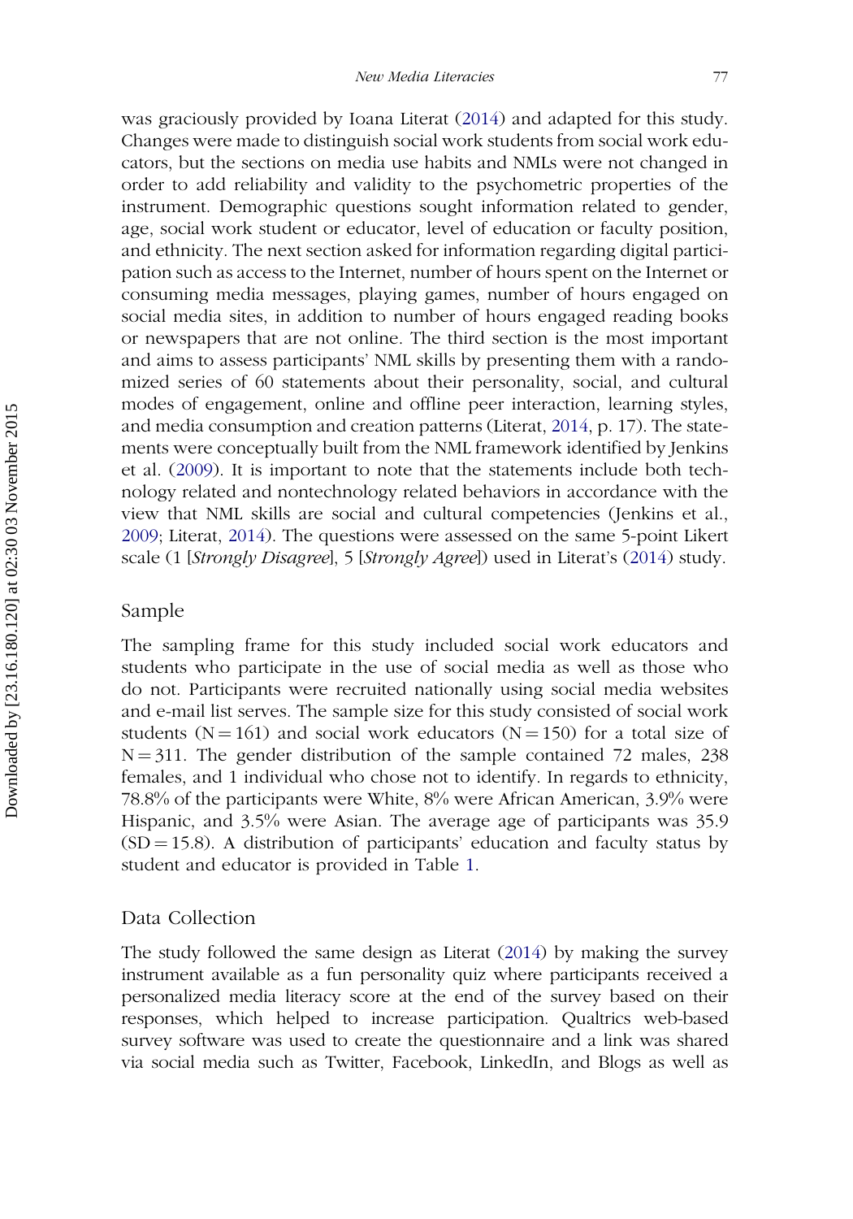was graciously provided by Ioana Literat (2014) and adapted for this study. Changes were made to distinguish social work students from social work educators, but the sections on media use habits and NMLs were not changed in order to add reliability and validity to the psychometric properties of the instrument. Demographic questions sought information related to gender, age, social work student or educator, level of education or faculty position, and ethnicity. The next section asked for information regarding digital participation such as access to the Internet, number of hours spent on the Internet or consuming media messages, playing games, number of hours engaged on social media sites, in addition to number of hours engaged reading books or newspapers that are not online. The third section is the most important and aims to assess participants' NML skills by presenting them with a randomized series of 60 statements about their personality, social, and cultural modes of engagement, online and offline peer interaction, learning styles, and media consumption and creation patterns (Literat, 2014, p. 17). The statements were conceptually built from the NML framework identified by Jenkins et al. (2009). It is important to note that the statements include both technology related and nontechnology related behaviors in accordance with the view that NML skills are social and cultural competencies (Jenkins et al., 2009; Literat, 2014). The questions were assessed on the same 5-point Likert scale (1 [*Strongly Disagree*], 5 [*Strongly Agree*]) used in Literat's (2014) study.

## Sample

The sampling frame for this study included social work educators and students who participate in the use of social media as well as those who do not. Participants were recruited nationally using social media websites and e-mail list serves. The sample size for this study consisted of social work students (N = 161) and social work educators (N = 150) for a total size of N = 311. The gender distribution of the sample contained 72 males, 238 females, and 1 individual who chose not to identify. In regards to ethnicity, 78.8% of the participants were White, 8% were African American, 3.9% were Hispanic, and 3.5% were Asian. The average age of participants was 35.9 (SD = 15.8). A distribution of participants' education and faculty status by student and educator is provided in Table 1.

## Data Collection

The study followed the same design as Literat (2014) by making the survey instrument available as a fun personality quiz where participants received a personalized media literacy score at the end of the survey based on their responses, which helped to increase participation. Qualtrics web-based survey software was used to create the questionnaire and a link was shared via social media such as Twitter, Facebook, LinkedIn, and Blogs as well as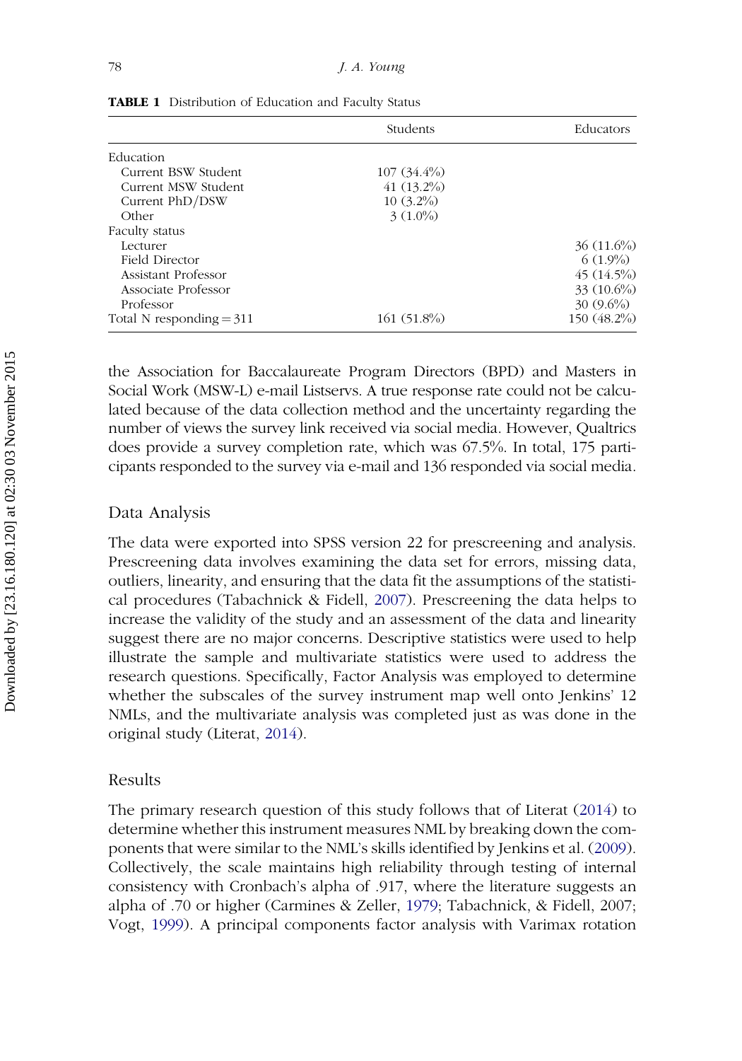**TABLE 1** Distribution of Education and Faculty Status

| | Students | Educators |
|---|---|---|
| Education | | |
| Current BSW Student | 107 (34.4%) | |
| Current MSW Student | 41 (13.2%) | |
| Current PhD/DSW | 10 (3.2%) | |
| Other | 3 (1.0%) | |
| Faculty status | | |
| Lecturer | | 36 (11.6%) |
| Field Director | | 6 (1.9%) |
| Assistant Professor | | 45 (14.5%) |
| Associate Professor | | 33 (10.6%) |
| Professor | | 30 (9.6%) |
| Total N responding = 311 | 161 (51.8%) | 150 (48.2%) |

the Association for Baccalaureate Program Directors (BPD) and Masters in Social Work (MSW-L) e-mail Listservs. A true response rate could not be calculated because of the data collection method and the uncertainty regarding the number of views the survey link received via social media. However, Qualtrics does provide a survey completion rate, which was 67.5%. In total, 175 participants responded to the survey via e-mail and 136 responded via social media.

## Data Analysis

The data were exported into SPSS version 22 for prescreening and analysis. Prescreening data involves examining the data set for errors, missing data, outliers, linearity, and ensuring that the data fit the assumptions of the statistical procedures (Tabachnick & Fidell, 2007). Prescreening the data helps to increase the validity of the study and an assessment of the data and linearity suggest there are no major concerns. Descriptive statistics were used to help illustrate the sample and multivariate statistics were used to address the research questions. Specifically, Factor Analysis was employed to determine whether the subscales of the survey instrument map well onto Jenkins' 12 NMLs, and the multivariate analysis was completed just as was done in the original study (Literat, 2014).

## Results

The primary research question of this study follows that of Literat (2014) to determine whether this instrument measures NML by breaking down the components that were similar to the NML's skills identified by Jenkins et al. (2009). Collectively, the scale maintains high reliability through testing of internal consistency with Cronbach's alpha of .917, where the literature suggests an alpha of .70 or higher (Carmines & Zeller, 1979; Tabachnick, & Fidell, 2007; Vogt, 1999). A principal components factor analysis with Varimax rotation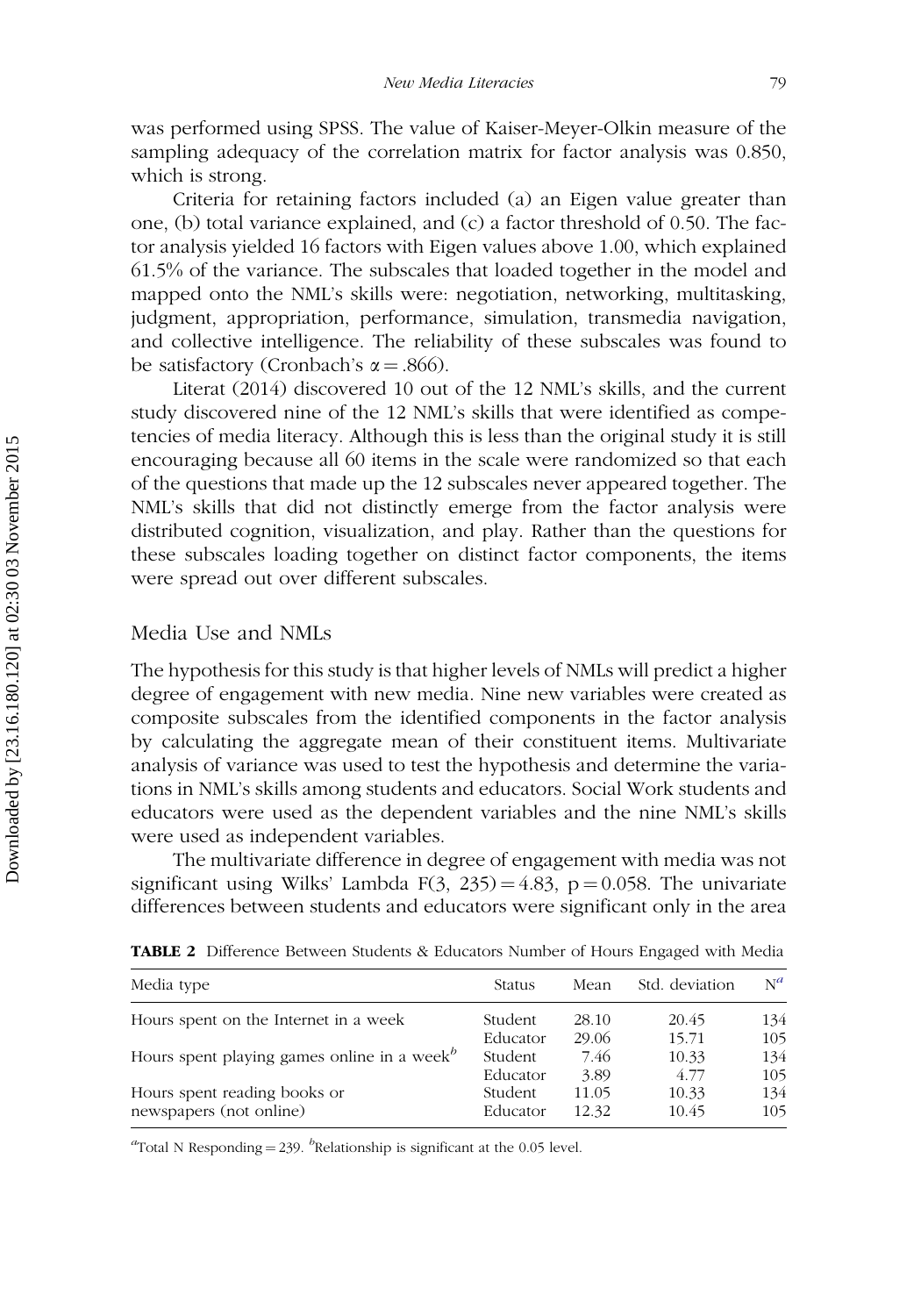was performed using SPSS. The value of Kaiser-Meyer-Olkin measure of the sampling adequacy of the correlation matrix for factor analysis was 0.850, which is strong.

Criteria for retaining factors included (a) an Eigen value greater than one, (b) total variance explained, and (c) a factor threshold of 0.50. The factor analysis yielded 16 factors with Eigen values above 1.00, which explained 61.5% of the variance. The subscales that loaded together in the model and mapped onto the NML's skills were: negotiation, networking, multitasking, judgment, appropriation, performance, simulation, transmedia navigation, and collective intelligence. The reliability of these subscales was found to be satisfactory (Cronbach's $\alpha = .866$).

Literat (2014) discovered 10 out of the 12 NML's skills, and the current study discovered nine of the 12 NML's skills that were identified as competencies of media literacy. Although this is less than the original study it is still encouraging because all 60 items in the scale were randomized so that each of the questions that made up the 12 subscales never appeared together. The NML's skills that did not distinctly emerge from the factor analysis were distributed cognition, visualization, and play. Rather than the questions for these subscales loading together on distinct factor components, the items were spread out over different subscales.

## Media Use and NMLs

The hypothesis for this study is that higher levels of NMLs will predict a higher degree of engagement with new media. Nine new variables were created as composite subscales from the identified components in the factor analysis by calculating the aggregate mean of their constituent items. Multivariate analysis of variance was used to test the hypothesis and determine the variations in NML's skills among students and educators. Social Work students and educators were used as the dependent variables and the nine NML's skills were used as independent variables.

The multivariate difference in degree of engagement with media was not significant using Wilks' Lambda $F(3, 235) = 4.83$, $p = 0.058$. The univariate differences between students and educators were significant only in the area

**TABLE 2** Difference Between Students & Educators Number of Hours Engaged with Media

| Media type | Status | Mean | Std. deviation | N[a] |
|---|---|---|---|---|
| Hours spent on the Internet in a week | Student | 28.10 | 20.45 | 134 |
| | Educator | 29.06 | 15.71 | 105 |
| Hours spent playing games online in a week[b] | Student | 7.46 | 10.33 | 134 |
| | Educator | 3.89 | 4.77 | 105 |
| Hours spent reading books or newspapers (not online) | Student | 11.05 | 10.33 | 134 |
| | Educator | 12.32 | 10.45 | 105 |

[a]Total N Responding = 239. [b]Relationship is significant at the 0.05 level.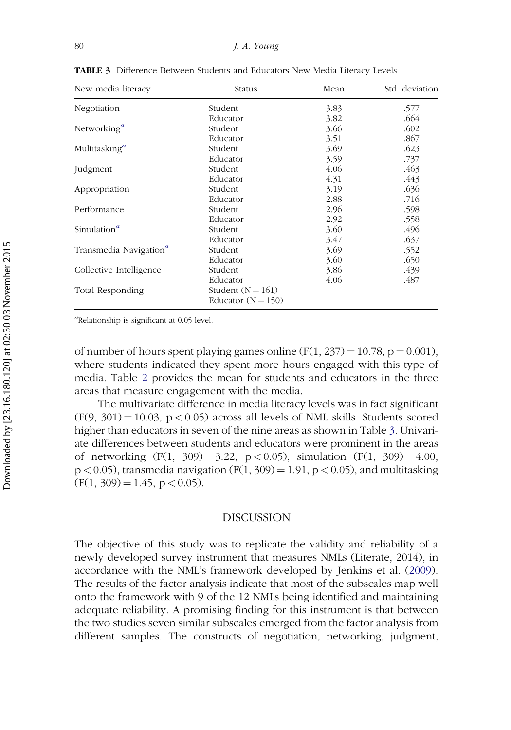**TABLE 3** Difference Between Students and Educators New Media Literacy Levels

| New media literacy | Status | Mean | Std. deviation |
|---|---|---|---|
| Negotiation | Student | 3.83 | .577 |
| | Educator | 3.82 | .664 |
| Networking[a] | Student | 3.66 | .602 |
| | Educator | 3.51 | .867 |
| Multitasking[a] | Student | 3.69 | .623 |
| | Educator | 3.59 | .737 |
| Judgment | Student | 4.06 | .463 |
| | Educator | 4.31 | .443 |
| Appropriation | Student | 3.19 | .636 |
| | Educator | 2.88 | .716 |
| Performance | Student | 2.96 | .598 |
| | Educator | 2.92 | .558 |
| Simulation[a] | Student | 3.60 | .496 |
| | Educator | 3.47 | .637 |
| Transmedia Navigation[a] | Student | 3.69 | .552 |
| | Educator | 3.60 | .650 |
| Collective Intelligence | Student | 3.86 | .439 |
| | Educator | 4.06 | .487 |
| Total Responding | Student ($N = 161$) | | |
| | Educator ($N = 150$) | | |

[a]Relationship is significant at 0.05 level.

of number of hours spent playing games online ($F(1, 237) = 10.78$, $p = 0.001$), where students indicated they spent more hours engaged with this type of media. Table 2 provides the mean for students and educators in the three areas that measure engagement with the media.

The multivariate difference in media literacy levels was in fact significant ($F(9, 301) = 10.03$, $p < 0.05$) across all levels of NML skills. Students scored higher than educators in seven of the nine areas as shown in Table 3. Univariate differences between students and educators were prominent in the areas of networking ($F(1, 309) = 3.22$, $p < 0.05$), simulation ($F(1, 309) = 4.00$, $p < 0.05$), transmedia navigation ($F(1, 309) = 1.91$, $p < 0.05$), and multitasking ($F(1, 309) = 1.45$, $p < 0.05$).

## DISCUSSION

The objective of this study was to replicate the validity and reliability of a newly developed survey instrument that measures NMLs (Literate, 2014), in accordance with the NML's framework developed by Jenkins et al. (2009). The results of the factor analysis indicate that most of the subscales map well onto the framework with 9 of the 12 NMLs being identified and maintaining adequate reliability. A promising finding for this instrument is that between the two studies seven similar subscales emerged from the factor analysis from different samples. The constructs of negotiation, networking, judgment,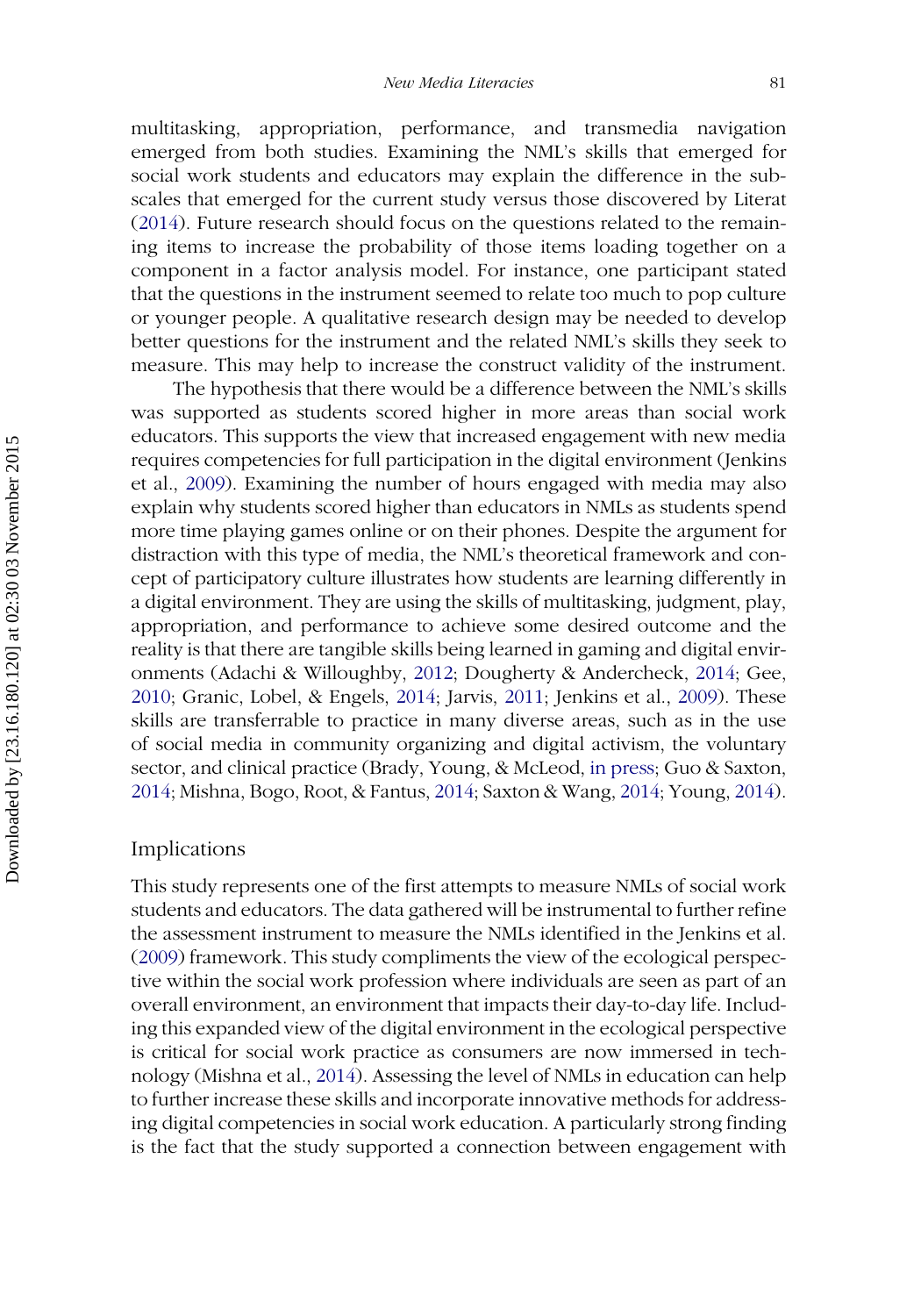multitasking, appropriation, performance, and transmedia navigation emerged from both studies. Examining the NML's skills that emerged for social work students and educators may explain the difference in the subscales that emerged for the current study versus those discovered by Literat (2014). Future research should focus on the questions related to the remaining items to increase the probability of those items loading together on a component in a factor analysis model. For instance, one participant stated that the questions in the instrument seemed to relate too much to pop culture or younger people. A qualitative research design may be needed to develop better questions for the instrument and the related NML's skills they seek to measure. This may help to increase the construct validity of the instrument.

The hypothesis that there would be a difference between the NML's skills was supported as students scored higher in more areas than social work educators. This supports the view that increased engagement with new media requires competencies for full participation in the digital environment (Jenkins et al., 2009). Examining the number of hours engaged with media may also explain why students scored higher than educators in NMLs as students spend more time playing games online or on their phones. Despite the argument for distraction with this type of media, the NML's theoretical framework and concept of participatory culture illustrates how students are learning differently in a digital environment. They are using the skills of multitasking, judgment, play, appropriation, and performance to achieve some desired outcome and the reality is that there are tangible skills being learned in gaming and digital environments (Adachi & Willoughby, 2012; Dougherty & Andercheck, 2014; Gee, 2010; Granic, Lobel, & Engels, 2014; Jarvis, 2011; Jenkins et al., 2009). These skills are transferrable to practice in many diverse areas, such as in the use of social media in community organizing and digital activism, the voluntary sector, and clinical practice (Brady, Young, & McLeod, in press; Guo & Saxton, 2014; Mishna, Bogo, Root, & Fantus, 2014; Saxton & Wang, 2014; Young, 2014).

## Implications

This study represents one of the first attempts to measure NMLs of social work students and educators. The data gathered will be instrumental to further refine the assessment instrument to measure the NMLs identified in the Jenkins et al. (2009) framework. This study compliments the view of the ecological perspective within the social work profession where individuals are seen as part of an overall environment, an environment that impacts their day-to-day life. Including this expanded view of the digital environment in the ecological perspective is critical for social work practice as consumers are now immersed in technology (Mishna et al., 2014). Assessing the level of NMLs in education can help to further increase these skills and incorporate innovative methods for addressing digital competencies in social work education. A particularly strong finding is the fact that the study supported a connection between engagement with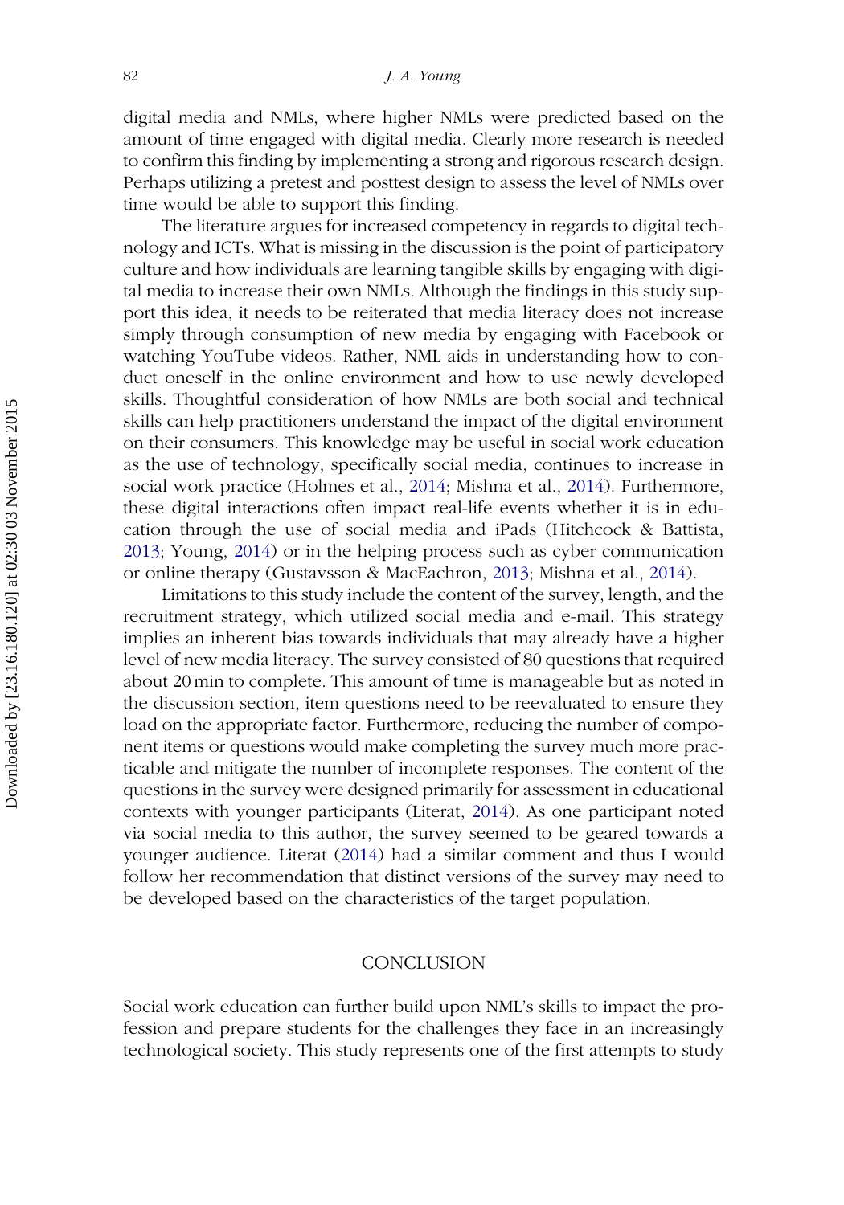digital media and NMLs, where higher NMLs were predicted based on the amount of time engaged with digital media. Clearly more research is needed to confirm this finding by implementing a strong and rigorous research design. Perhaps utilizing a pretest and posttest design to assess the level of NMLs over time would be able to support this finding.

The literature argues for increased competency in regards to digital technology and ICTs. What is missing in the discussion is the point of participatory culture and how individuals are learning tangible skills by engaging with digital media to increase their own NMLs. Although the findings in this study support this idea, it needs to be reiterated that media literacy does not increase simply through consumption of new media by engaging with Facebook or watching YouTube videos. Rather, NML aids in understanding how to conduct oneself in the online environment and how to use newly developed skills. Thoughtful consideration of how NMLs are both social and technical skills can help practitioners understand the impact of the digital environment on their consumers. This knowledge may be useful in social work education as the use of technology, specifically social media, continues to increase in social work practice (Holmes et al., 2014; Mishna et al., 2014). Furthermore, these digital interactions often impact real-life events whether it is in education through the use of social media and iPads (Hitchcock & Battista, 2013; Young, 2014) or in the helping process such as cyber communication or online therapy (Gustavsson & MacEachron, 2013; Mishna et al., 2014).

Limitations to this study include the content of the survey, length, and the recruitment strategy, which utilized social media and e-mail. This strategy implies an inherent bias towards individuals that may already have a higher level of new media literacy. The survey consisted of 80 questions that required about 20 min to complete. This amount of time is manageable but as noted in the discussion section, item questions need to be reevaluated to ensure they load on the appropriate factor. Furthermore, reducing the number of component items or questions would make completing the survey much more practicable and mitigate the number of incomplete responses. The content of the questions in the survey were designed primarily for assessment in educational contexts with younger participants (Literat, 2014). As one participant noted via social media to this author, the survey seemed to be geared towards a younger audience. Literat (2014) had a similar comment and thus I would follow her recommendation that distinct versions of the survey may need to be developed based on the characteristics of the target population.

## CONCLUSION

Social work education can further build upon NML's skills to impact the profession and prepare students for the challenges they face in an increasingly technological society. This study represents one of the first attempts to study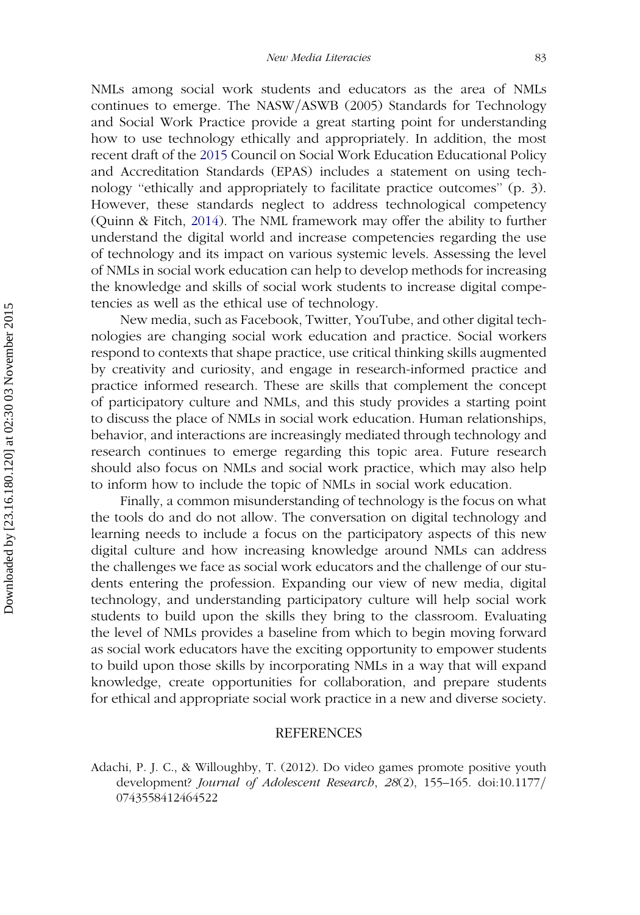NMLs among social work students and educators as the area of NMLs continues to emerge. The NASW/ASWB (2005) Standards for Technology and Social Work Practice provide a great starting point for understanding how to use technology ethically and appropriately. In addition, the most recent draft of the 2015 Council on Social Work Education Educational Policy and Accreditation Standards (EPAS) includes a statement on using technology "ethically and appropriately to facilitate practice outcomes" (p. 3). However, these standards neglect to address technological competency (Quinn & Fitch, 2014). The NML framework may offer the ability to further understand the digital world and increase competencies regarding the use of technology and its impact on various systemic levels. Assessing the level of NMLs in social work education can help to develop methods for increasing the knowledge and skills of social work students to increase digital competencies as well as the ethical use of technology.

New media, such as Facebook, Twitter, YouTube, and other digital technologies are changing social work education and practice. Social workers respond to contexts that shape practice, use critical thinking skills augmented by creativity and curiosity, and engage in research-informed practice and practice informed research. These are skills that complement the concept of participatory culture and NMLs, and this study provides a starting point to discuss the place of NMLs in social work education. Human relationships, behavior, and interactions are increasingly mediated through technology and research continues to emerge regarding this topic area. Future research should also focus on NMLs and social work practice, which may also help to inform how to include the topic of NMLs in social work education.

Finally, a common misunderstanding of technology is the focus on what the tools do and do not allow. The conversation on digital technology and learning needs to include a focus on the participatory aspects of this new digital culture and how increasing knowledge around NMLs can address the challenges we face as social work educators and the challenge of our students entering the profession. Expanding our view of new media, digital technology, and understanding participatory culture will help social work students to build upon the skills they bring to the classroom. Evaluating the level of NMLs provides a baseline from which to begin moving forward as social work educators have the exciting opportunity to empower students to build upon those skills by incorporating NMLs in a way that will expand knowledge, create opportunities for collaboration, and prepare students for ethical and appropriate social work practice in a new and diverse society.

## REFERENCES

Adachi, P. J. C., & Willoughby, T. (2012). Do video games promote positive youth development? *Journal of Adolescent Research*, *28*(2), 155–165. doi:10.1177/0743558412464522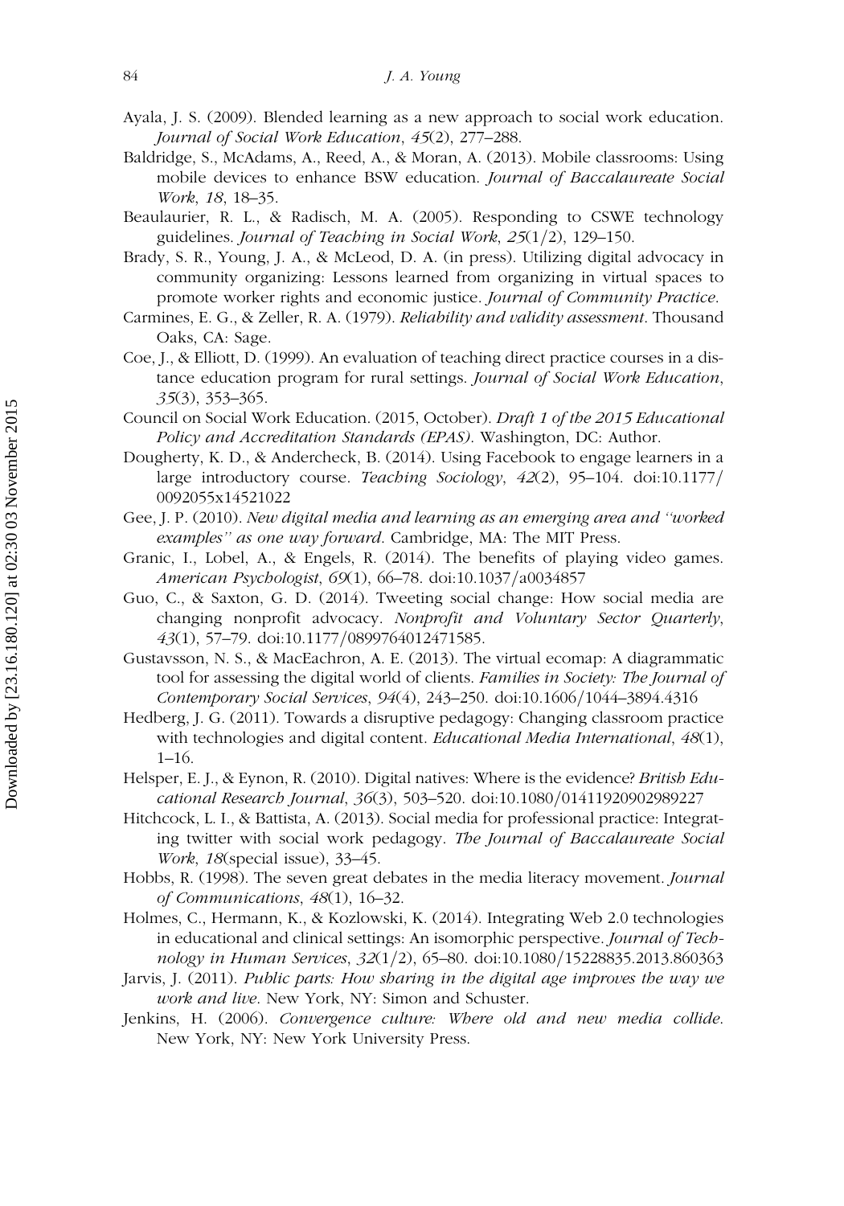Ayala, J. S. (2009). Blended learning as a new approach to social work education. *Journal of Social Work Education*, *45*(2), 277–288.

Baldridge, S., McAdams, A., Reed, A., & Moran, A. (2013). Mobile classrooms: Using mobile devices to enhance BSW education. *Journal of Baccalaureate Social Work*, *18*, 18–35.

Beaulaurier, R. L., & Radisch, M. A. (2005). Responding to CSWE technology guidelines. *Journal of Teaching in Social Work*, *25*(1/2), 129–150.

Brady, S. R., Young, J. A., & McLeod, D. A. (in press). Utilizing digital advocacy in community organizing: Lessons learned from organizing in virtual spaces to promote worker rights and economic justice. *Journal of Community Practice*.

Carmines, E. G., & Zeller, R. A. (1979). *Reliability and validity assessment*. Thousand Oaks, CA: Sage.

Coe, J., & Elliott, D. (1999). An evaluation of teaching direct practice courses in a distance education program for rural settings. *Journal of Social Work Education*, *35*(3), 353–365.

Council on Social Work Education. (2015, October). *Draft 1 of the 2015 Educational Policy and Accreditation Standards (EPAS)*. Washington, DC: Author.

Dougherty, K. D., & Andercheck, B. (2014). Using Facebook to engage learners in a large introductory course. *Teaching Sociology*, *42*(2), 95–104. doi:10.1177/0092055x14521022

Gee, J. P. (2010). *New digital media and learning as an emerging area and "worked examples" as one way forward*. Cambridge, MA: The MIT Press.

Granic, I., Lobel, A., & Engels, R. (2014). The benefits of playing video games. *American Psychologist*, *69*(1), 66–78. doi:10.1037/a0034857

Guo, C., & Saxton, G. D. (2014). Tweeting social change: How social media are changing nonprofit advocacy. *Nonprofit and Voluntary Sector Quarterly*, *43*(1), 57–79. doi:10.1177/0899764012471585.

Gustavsson, N. S., & MacEachron, A. E. (2013). The virtual ecomap: A diagrammatic tool for assessing the digital world of clients. *Families in Society: The Journal of Contemporary Social Services*, *94*(4), 243–250. doi:10.1606/1044–3894.4316

Hedberg, J. G. (2011). Towards a disruptive pedagogy: Changing classroom practice with technologies and digital content. *Educational Media International*, *48*(1), 1–16.

Helsper, E. J., & Eynon, R. (2010). Digital natives: Where is the evidence? *British Educational Research Journal*, *36*(3), 503–520. doi:10.1080/01411920902989227

Hitchcock, L. I., & Battista, A. (2013). Social media for professional practice: Integrating twitter with social work pedagogy. *The Journal of Baccalaureate Social Work*, *18*(special issue), 33–45.

Hobbs, R. (1998). The seven great debates in the media literacy movement. *Journal of Communications*, *48*(1), 16–32.

Holmes, C., Hermann, K., & Kozlowski, K. (2014). Integrating Web 2.0 technologies in educational and clinical settings: An isomorphic perspective. *Journal of Technology in Human Services*, *32*(1/2), 65–80. doi:10.1080/15228835.2013.860363

Jarvis, J. (2011). *Public parts: How sharing in the digital age improves the way we work and live*. New York, NY: Simon and Schuster.

Jenkins, H. (2006). *Convergence culture: Where old and new media collide*. New York, NY: New York University Press.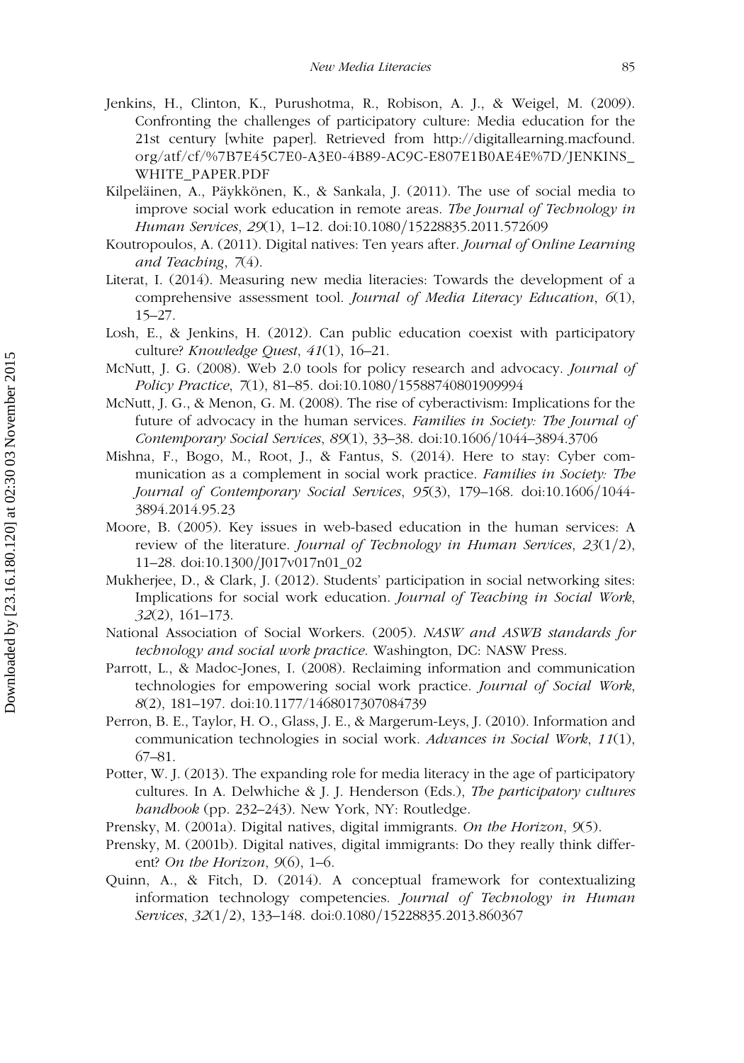Jenkins, H., Clinton, K., Purushotma, R., Robison, A. J., & Weigel, M. (2009). Confronting the challenges of participatory culture: Media education for the 21st century [white paper]. Retrieved from http://digitallearning.macfound.org/atf/cf/%7B7E45C7E0-A3E0-4B89-AC9C-E807E1B0AE4E%7D/JENKINS_WHITE_PAPER.PDF

Kilpeläinen, A., Päykkönen, K., & Sankala, J. (2011). The use of social media to improve social work education in remote areas. *The Journal of Technology in Human Services*, *29*(1), 1–12. doi:10.1080/15228835.2011.572609

Koutropoulos, A. (2011). Digital natives: Ten years after. *Journal of Online Learning and Teaching*, *7*(4).

Literat, I. (2014). Measuring new media literacies: Towards the development of a comprehensive assessment tool. *Journal of Media Literacy Education*, *6*(1), 15–27.

Losh, E., & Jenkins, H. (2012). Can public education coexist with participatory culture? *Knowledge Quest*, *41*(1), 16–21.

McNutt, J. G. (2008). Web 2.0 tools for policy research and advocacy. *Journal of Policy Practice*, *7*(1), 81–85. doi:10.1080/15588740801909994

McNutt, J. G., & Menon, G. M. (2008). The rise of cyberactivism: Implications for the future of advocacy in the human services. *Families in Society: The Journal of Contemporary Social Services*, *89*(1), 33–38. doi:10.1606/1044–3894.3706

Mishna, F., Bogo, M., Root, J., & Fantus, S. (2014). Here to stay: Cyber communication as a complement in social work practice. *Families in Society: The Journal of Contemporary Social Services*, *95*(3), 179–168. doi:10.1606/1044-3894.2014.95.23

Moore, B. (2005). Key issues in web-based education in the human services: A review of the literature. *Journal of Technology in Human Services*, *23*(1/2), 11–28. doi:10.1300/J017v017n01_02

Mukherjee, D., & Clark, J. (2012). Students' participation in social networking sites: Implications for social work education. *Journal of Teaching in Social Work*, *32*(2), 161–173.

National Association of Social Workers. (2005). *NASW and ASWB standards for technology and social work practice*. Washington, DC: NASW Press.

Parrott, L., & Madoc-Jones, I. (2008). Reclaiming information and communication technologies for empowering social work practice. *Journal of Social Work*, *8*(2), 181–197. doi:10.1177/1468017307084739

Perron, B. E., Taylor, H. O., Glass, J. E., & Margerum-Leys, J. (2010). Information and communication technologies in social work. *Advances in Social Work*, *11*(1), 67–81.

Potter, W. J. (2013). The expanding role for media literacy in the age of participatory cultures. In A. Delwhiche & J. J. Henderson (Eds.), *The participatory cultures handbook* (pp. 232–243). New York, NY: Routledge.

Prensky, M. (2001a). Digital natives, digital immigrants. *On the Horizon*, *9*(5).

Prensky, M. (2001b). Digital natives, digital immigrants: Do they really think different? *On the Horizon*, *9*(6), 1–6.

Quinn, A., & Fitch, D. (2014). A conceptual framework for contextualizing information technology competencies. *Journal of Technology in Human Services*, *32*(1/2), 133–148. doi:0.1080/15228835.2013.860367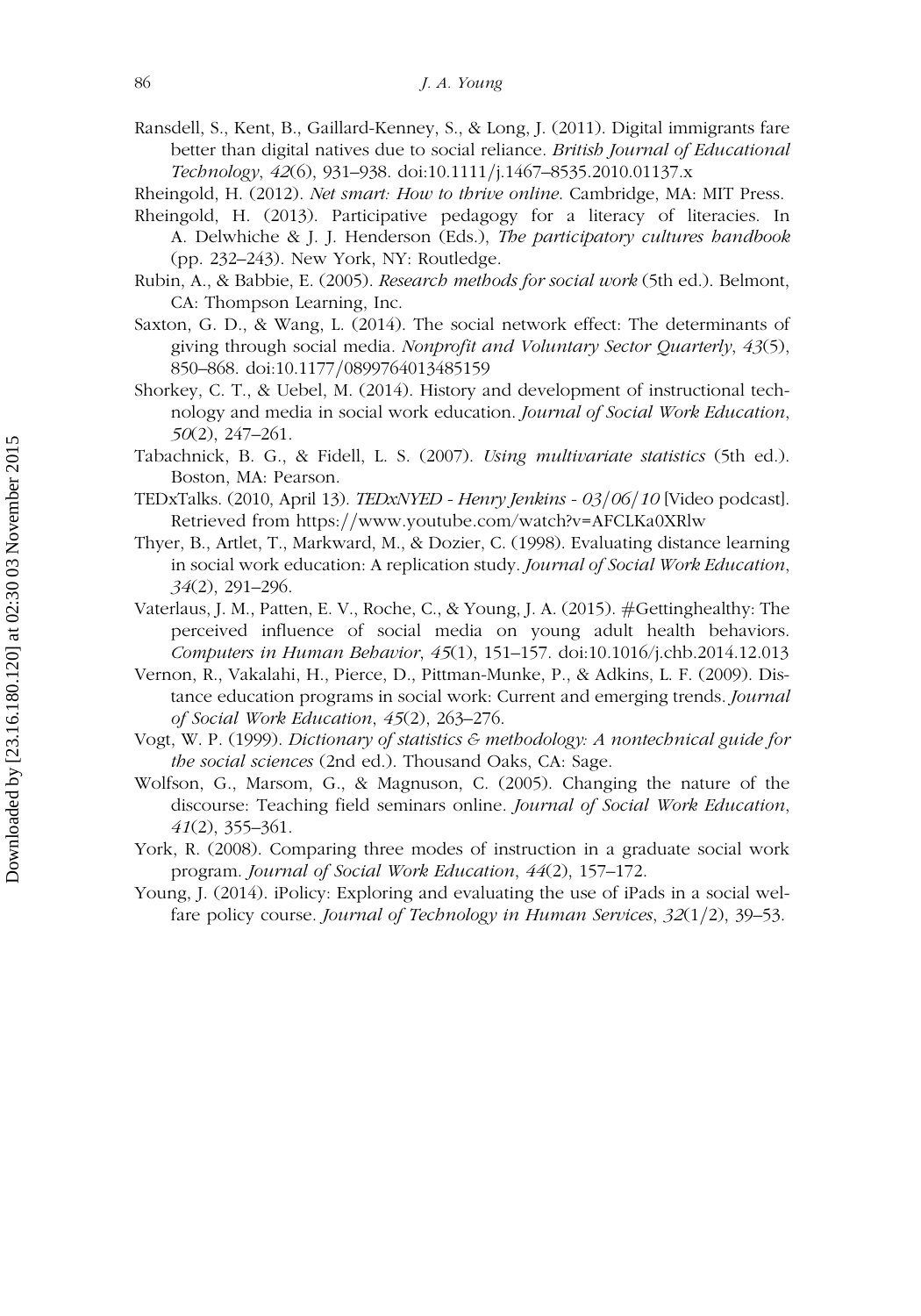Ransdell, S., Kent, B., Gaillard-Kenney, S., & Long, J. (2011). Digital immigrants fare better than digital natives due to social reliance. *British Journal of Educational Technology*, *42*(6), 931–938. doi:10.1111/j.1467–8535.2010.01137.x

Rheingold, H. (2012). *Net smart: How to thrive online*. Cambridge, MA: MIT Press.

Rheingold, H. (2013). Participative pedagogy for a literacy of literacies. In A. Delwhiche & J. J. Henderson (Eds.), *The participatory cultures handbook* (pp. 232–243). New York, NY: Routledge.

Rubin, A., & Babbie, E. (2005). *Research methods for social work* (5th ed.). Belmont, CA: Thompson Learning, Inc.

Saxton, G. D., & Wang, L. (2014). The social network effect: The determinants of giving through social media. *Nonprofit and Voluntary Sector Quarterly*, *43*(5), 850–868. doi:10.1177/0899764013485159

Shorkey, C. T., & Uebel, M. (2014). History and development of instructional technology and media in social work education. *Journal of Social Work Education*, *50*(2), 247–261.

Tabachnick, B. G., & Fidell, L. S. (2007). *Using multivariate statistics* (5th ed.). Boston, MA: Pearson.

TEDxTalks. (2010, April 13). *TEDxNYED - Henry Jenkins - 03/06/10* [Video podcast]. Retrieved from https://www.youtube.com/watch?v=AFCLKa0XRlw

Thyer, B., Artlet, T., Markward, M., & Dozier, C. (1998). Evaluating distance learning in social work education: A replication study. *Journal of Social Work Education*, *34*(2), 291–296.

Vaterlaus, J. M., Patten, E. V., Roche, C., & Young, J. A. (2015). #Gettinghealthy: The perceived influence of social media on young adult health behaviors. *Computers in Human Behavior*, *45*(1), 151–157. doi:10.1016/j.chb.2014.12.013

Vernon, R., Vakalahi, H., Pierce, D., Pittman-Munke, P., & Adkins, L. F. (2009). Distance education programs in social work: Current and emerging trends. *Journal of Social Work Education*, *45*(2), 263–276.

Vogt, W. P. (1999). *Dictionary of statistics & methodology: A nontechnical guide for the social sciences* (2nd ed.). Thousand Oaks, CA: Sage.

Wolfson, G., Marsom, G., & Magnuson, C. (2005). Changing the nature of the discourse: Teaching field seminars online. *Journal of Social Work Education*, *41*(2), 355–361.

York, R. (2008). Comparing three modes of instruction in a graduate social work program. *Journal of Social Work Education*, *44*(2), 157–172.

Young, J. (2014). iPolicy: Exploring and evaluating the use of iPads in a social welfare policy course. *Journal of Technology in Human Services*, *32*(1/2), 39–53.